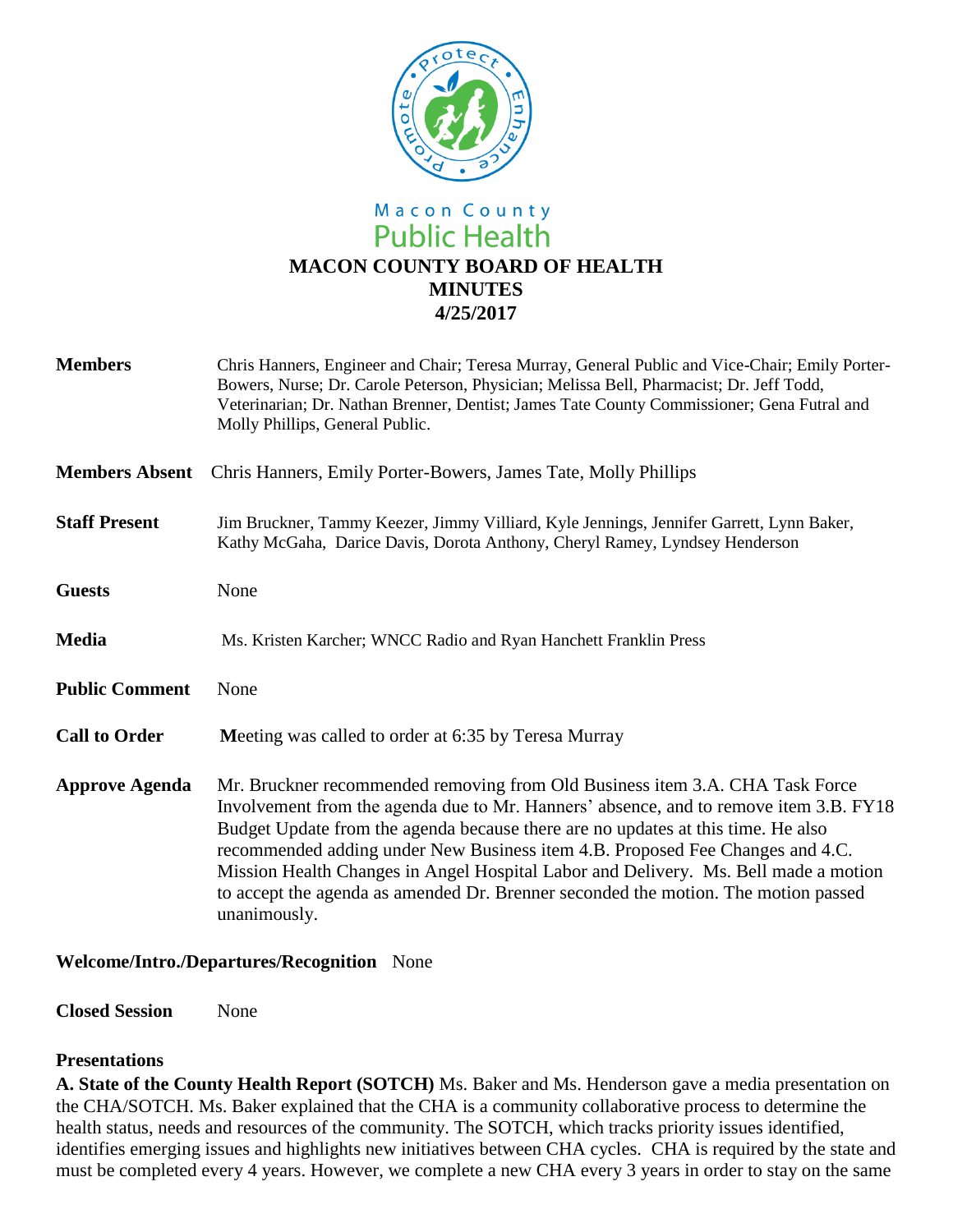Macon County
Public Health

# MACON COUNTY BOARD OF HEALTH
## MINUTES
## 4/25/2017

**Members** Chris Hanners, Engineer and Chair; Teresa Murray, General Public and Vice-Chair; Emily Porter-Bowers, Nurse; Dr. Carole Peterson, Physician; Melissa Bell, Pharmacist; Dr. Jeff Todd, Veterinarian; Dr. Nathan Brenner, Dentist; James Tate County Commissioner; Gena Futral and Molly Phillips, General Public.

**Members Absent** Chris Hanners, Emily Porter-Bowers, James Tate, Molly Phillips

**Staff Present** Jim Bruckner, Tammy Keezer, Jimmy Villiard, Kyle Jennings, Jennifer Garrett, Lynn Baker, Kathy McGaha, Darice Davis, Dorota Anthony, Cheryl Ramey, Lyndsey Henderson

**Guests** None

**Media** Ms. Kristen Karcher; WNCC Radio and Ryan Hanchett Franklin Press

**Public Comment** None

**Call to Order** **M**eeting was called to order at 6:35 by Teresa Murray

**Approve Agenda** Mr. Bruckner recommended removing from Old Business item 3.A. CHA Task Force Involvement from the agenda due to Mr. Hanners' absence, and to remove item 3.B. FY18 Budget Update from the agenda because there are no updates at this time. He also recommended adding under New Business item 4.B. Proposed Fee Changes and 4.C. Mission Health Changes in Angel Hospital Labor and Delivery. Ms. Bell made a motion to accept the agenda as amended Dr. Brenner seconded the motion. The motion passed unanimously.

**Welcome/Intro./Departures/Recognition** None

**Closed Session** None

**Presentations**

**A. State of the County Health Report (SOTCH)** Ms. Baker and Ms. Henderson gave a media presentation on the CHA/SOTCH. Ms. Baker explained that the CHA is a community collaborative process to determine the health status, needs and resources of the community. The SOTCH, which tracks priority issues identified, identifies emerging issues and highlights new initiatives between CHA cycles. CHA is required by the state and must be completed every 4 years. However, we complete a new CHA every 3 years in order to stay on the same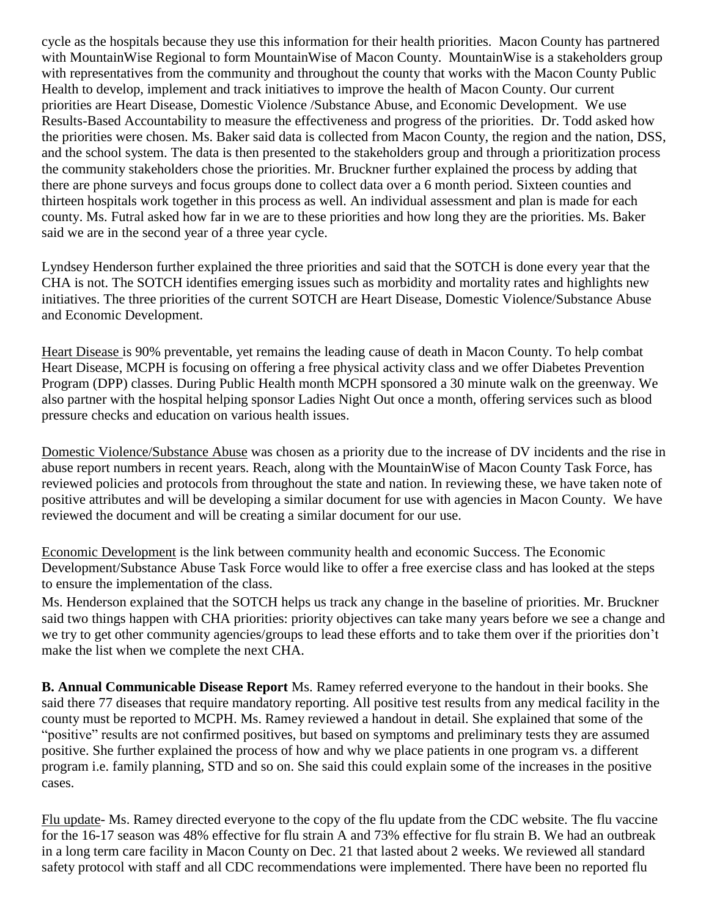cycle as the hospitals because they use this information for their health priorities. Macon County has partnered with MountainWise Regional to form MountainWise of Macon County. MountainWise is a stakeholders group with representatives from the community and throughout the county that works with the Macon County Public Health to develop, implement and track initiatives to improve the health of Macon County. Our current priorities are Heart Disease, Domestic Violence /Substance Abuse, and Economic Development. We use Results-Based Accountability to measure the effectiveness and progress of the priorities. Dr. Todd asked how the priorities were chosen. Ms. Baker said data is collected from Macon County, the region and the nation, DSS, and the school system. The data is then presented to the stakeholders group and through a prioritization process the community stakeholders chose the priorities. Mr. Bruckner further explained the process by adding that there are phone surveys and focus groups done to collect data over a 6 month period. Sixteen counties and thirteen hospitals work together in this process as well. An individual assessment and plan is made for each county. Ms. Futral asked how far in we are to these priorities and how long they are the priorities. Ms. Baker said we are in the second year of a three year cycle.

Lyndsey Henderson further explained the three priorities and said that the SOTCH is done every year that the CHA is not. The SOTCH identifies emerging issues such as morbidity and mortality rates and highlights new initiatives. The three priorities of the current SOTCH are Heart Disease, Domestic Violence/Substance Abuse and Economic Development.

Heart Disease is 90% preventable, yet remains the leading cause of death in Macon County. To help combat Heart Disease, MCPH is focusing on offering a free physical activity class and we offer Diabetes Prevention Program (DPP) classes. During Public Health month MCPH sponsored a 30 minute walk on the greenway. We also partner with the hospital helping sponsor Ladies Night Out once a month, offering services such as blood pressure checks and education on various health issues.

Domestic Violence/Substance Abuse was chosen as a priority due to the increase of DV incidents and the rise in abuse report numbers in recent years. Reach, along with the MountainWise of Macon County Task Force, has reviewed policies and protocols from throughout the state and nation. In reviewing these, we have taken note of positive attributes and will be developing a similar document for use with agencies in Macon County. We have reviewed the document and will be creating a similar document for our use.

Economic Development is the link between community health and economic Success. The Economic Development/Substance Abuse Task Force would like to offer a free exercise class and has looked at the steps to ensure the implementation of the class.

Ms. Henderson explained that the SOTCH helps us track any change in the baseline of priorities. Mr. Bruckner said two things happen with CHA priorities: priority objectives can take many years before we see a change and we try to get other community agencies/groups to lead these efforts and to take them over if the priorities don't make the list when we complete the next CHA.

**B. Annual Communicable Disease Report** Ms. Ramey referred everyone to the handout in their books. She said there 77 diseases that require mandatory reporting. All positive test results from any medical facility in the county must be reported to MCPH. Ms. Ramey reviewed a handout in detail. She explained that some of the "positive" results are not confirmed positives, but based on symptoms and preliminary tests they are assumed positive. She further explained the process of how and why we place patients in one program vs. a different program i.e. family planning, STD and so on. She said this could explain some of the increases in the positive cases.

Flu update- Ms. Ramey directed everyone to the copy of the flu update from the CDC website. The flu vaccine for the 16-17 season was 48% effective for flu strain A and 73% effective for flu strain B. We had an outbreak in a long term care facility in Macon County on Dec. 21 that lasted about 2 weeks. We reviewed all standard safety protocol with staff and all CDC recommendations were implemented. There have been no reported flu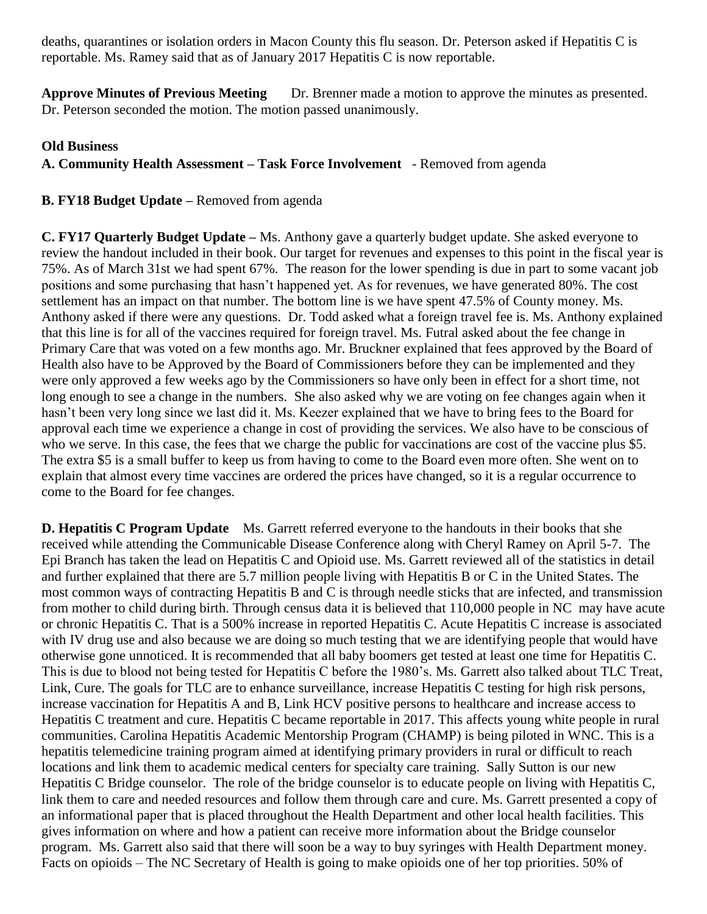deaths, quarantines or isolation orders in Macon County this flu season. Dr. Peterson asked if Hepatitis C is reportable. Ms. Ramey said that as of January 2017 Hepatitis C is now reportable.

**Approve Minutes of Previous Meeting** Dr. Brenner made a motion to approve the minutes as presented. Dr. Peterson seconded the motion. The motion passed unanimously.

**Old Business**

**A. Community Health Assessment – Task Force Involvement** - Removed from agenda

**B. FY18 Budget Update –** Removed from agenda

**C. FY17 Quarterly Budget Update –** Ms. Anthony gave a quarterly budget update. She asked everyone to review the handout included in their book. Our target for revenues and expenses to this point in the fiscal year is 75%. As of March 31st we had spent 67%. The reason for the lower spending is due in part to some vacant job positions and some purchasing that hasn't happened yet. As for revenues, we have generated 80%. The cost settlement has an impact on that number. The bottom line is we have spent 47.5% of County money. Ms. Anthony asked if there were any questions. Dr. Todd asked what a foreign travel fee is. Ms. Anthony explained that this line is for all of the vaccines required for foreign travel. Ms. Futral asked about the fee change in Primary Care that was voted on a few months ago. Mr. Bruckner explained that fees approved by the Board of Health also have to be Approved by the Board of Commissioners before they can be implemented and they were only approved a few weeks ago by the Commissioners so have only been in effect for a short time, not long enough to see a change in the numbers. She also asked why we are voting on fee changes again when it hasn't been very long since we last did it. Ms. Keezer explained that we have to bring fees to the Board for approval each time we experience a change in cost of providing the services. We also have to be conscious of who we serve. In this case, the fees that we charge the public for vaccinations are cost of the vaccine plus $5. The extra $5 is a small buffer to keep us from having to come to the Board even more often. She went on to explain that almost every time vaccines are ordered the prices have changed, so it is a regular occurrence to come to the Board for fee changes.

**D. Hepatitis C Program Update** Ms. Garrett referred everyone to the handouts in their books that she received while attending the Communicable Disease Conference along with Cheryl Ramey on April 5-7. The Epi Branch has taken the lead on Hepatitis C and Opioid use. Ms. Garrett reviewed all of the statistics in detail and further explained that there are 5.7 million people living with Hepatitis B or C in the United States. The most common ways of contracting Hepatitis B and C is through needle sticks that are infected, and transmission from mother to child during birth. Through census data it is believed that 110,000 people in NC may have acute or chronic Hepatitis C. That is a 500% increase in reported Hepatitis C. Acute Hepatitis C increase is associated with IV drug use and also because we are doing so much testing that we are identifying people that would have otherwise gone unnoticed. It is recommended that all baby boomers get tested at least one time for Hepatitis C. This is due to blood not being tested for Hepatitis C before the 1980's. Ms. Garrett also talked about TLC Treat, Link, Cure. The goals for TLC are to enhance surveillance, increase Hepatitis C testing for high risk persons, increase vaccination for Hepatitis A and B, Link HCV positive persons to healthcare and increase access to Hepatitis C treatment and cure. Hepatitis C became reportable in 2017. This affects young white people in rural communities. Carolina Hepatitis Academic Mentorship Program (CHAMP) is being piloted in WNC. This is a hepatitis telemedicine training program aimed at identifying primary providers in rural or difficult to reach locations and link them to academic medical centers for specialty care training. Sally Sutton is our new Hepatitis C Bridge counselor. The role of the bridge counselor is to educate people on living with Hepatitis C, link them to care and needed resources and follow them through care and cure. Ms. Garrett presented a copy of an informational paper that is placed throughout the Health Department and other local health facilities. This gives information on where and how a patient can receive more information about the Bridge counselor program. Ms. Garrett also said that there will soon be a way to buy syringes with Health Department money. Facts on opioids – The NC Secretary of Health is going to make opioids one of her top priorities. 50% of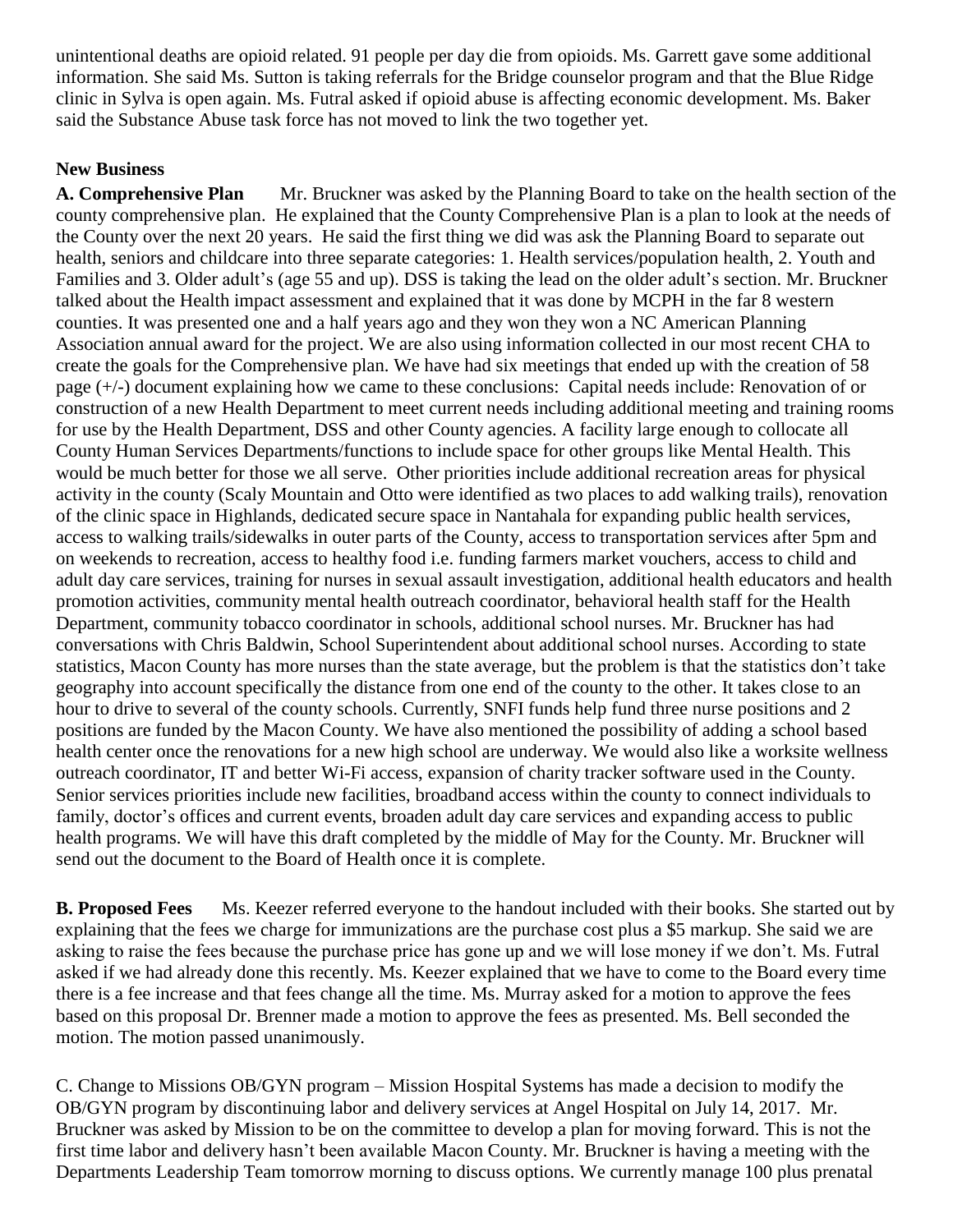unintentional deaths are opioid related. 91 people per day die from opioids. Ms. Garrett gave some additional information. She said Ms. Sutton is taking referrals for the Bridge counselor program and that the Blue Ridge clinic in Sylva is open again. Ms. Futral asked if opioid abuse is affecting economic development. Ms. Baker said the Substance Abuse task force has not moved to link the two together yet.

**New Business**

**A. Comprehensive Plan** Mr. Bruckner was asked by the Planning Board to take on the health section of the county comprehensive plan. He explained that the County Comprehensive Plan is a plan to look at the needs of the County over the next 20 years. He said the first thing we did was ask the Planning Board to separate out health, seniors and childcare into three separate categories: 1. Health services/population health, 2. Youth and Families and 3. Older adult's (age 55 and up). DSS is taking the lead on the older adult's section. Mr. Bruckner talked about the Health impact assessment and explained that it was done by MCPH in the far 8 western counties. It was presented one and a half years ago and they won they won a NC American Planning Association annual award for the project. We are also using information collected in our most recent CHA to create the goals for the Comprehensive plan. We have had six meetings that ended up with the creation of 58 page (+/-) document explaining how we came to these conclusions: Capital needs include: Renovation of or construction of a new Health Department to meet current needs including additional meeting and training rooms for use by the Health Department, DSS and other County agencies. A facility large enough to collocate all County Human Services Departments/functions to include space for other groups like Mental Health. This would be much better for those we all serve. Other priorities include additional recreation areas for physical activity in the county (Scaly Mountain and Otto were identified as two places to add walking trails), renovation of the clinic space in Highlands, dedicated secure space in Nantahala for expanding public health services, access to walking trails/sidewalks in outer parts of the County, access to transportation services after 5pm and on weekends to recreation, access to healthy food i.e. funding farmers market vouchers, access to child and adult day care services, training for nurses in sexual assault investigation, additional health educators and health promotion activities, community mental health outreach coordinator, behavioral health staff for the Health Department, community tobacco coordinator in schools, additional school nurses. Mr. Bruckner has had conversations with Chris Baldwin, School Superintendent about additional school nurses. According to state statistics, Macon County has more nurses than the state average, but the problem is that the statistics don't take geography into account specifically the distance from one end of the county to the other. It takes close to an hour to drive to several of the county schools. Currently, SNFI funds help fund three nurse positions and 2 positions are funded by the Macon County. We have also mentioned the possibility of adding a school based health center once the renovations for a new high school are underway. We would also like a worksite wellness outreach coordinator, IT and better Wi-Fi access, expansion of charity tracker software used in the County. Senior services priorities include new facilities, broadband access within the county to connect individuals to family, doctor's offices and current events, broaden adult day care services and expanding access to public health programs. We will have this draft completed by the middle of May for the County. Mr. Bruckner will send out the document to the Board of Health once it is complete.

**B. Proposed Fees** Ms. Keezer referred everyone to the handout included with their books. She started out by explaining that the fees we charge for immunizations are the purchase cost plus a $5 markup. She said we are asking to raise the fees because the purchase price has gone up and we will lose money if we don't. Ms. Futral asked if we had already done this recently. Ms. Keezer explained that we have to come to the Board every time there is a fee increase and that fees change all the time. Ms. Murray asked for a motion to approve the fees based on this proposal Dr. Brenner made a motion to approve the fees as presented. Ms. Bell seconded the motion. The motion passed unanimously.

C. Change to Missions OB/GYN program – Mission Hospital Systems has made a decision to modify the OB/GYN program by discontinuing labor and delivery services at Angel Hospital on July 14, 2017. Mr. Bruckner was asked by Mission to be on the committee to develop a plan for moving forward. This is not the first time labor and delivery hasn't been available Macon County. Mr. Bruckner is having a meeting with the Departments Leadership Team tomorrow morning to discuss options. We currently manage 100 plus prenatal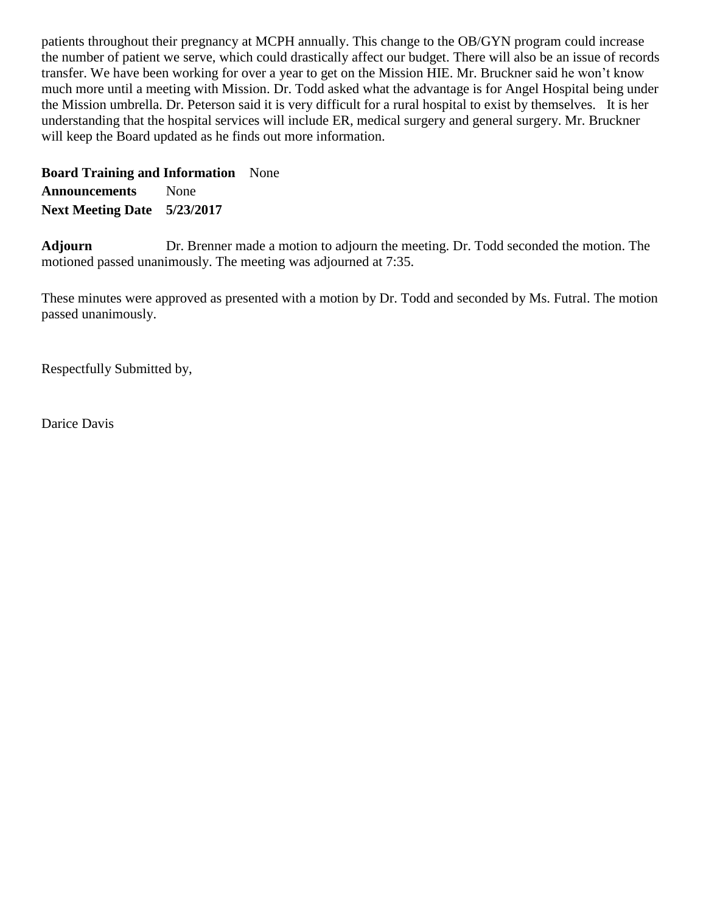patients throughout their pregnancy at MCPH annually. This change to the OB/GYN program could increase the number of patient we serve, which could drastically affect our budget. There will also be an issue of records transfer. We have been working for over a year to get on the Mission HIE. Mr. Bruckner said he won't know much more until a meeting with Mission. Dr. Todd asked what the advantage is for Angel Hospital being under the Mission umbrella. Dr. Peterson said it is very difficult for a rural hospital to exist by themselves. It is her understanding that the hospital services will include ER, medical surgery and general surgery. Mr. Bruckner will keep the Board updated as he finds out more information.

**Board Training and Information** None

**Announcements** None

**Next Meeting Date 5/23/2017**

**Adjourn** Dr. Brenner made a motion to adjourn the meeting. Dr. Todd seconded the motion. The motioned passed unanimously. The meeting was adjourned at 7:35.

These minutes were approved as presented with a motion by Dr. Todd and seconded by Ms. Futral. The motion passed unanimously.

Respectfully Submitted by,

Darice Davis